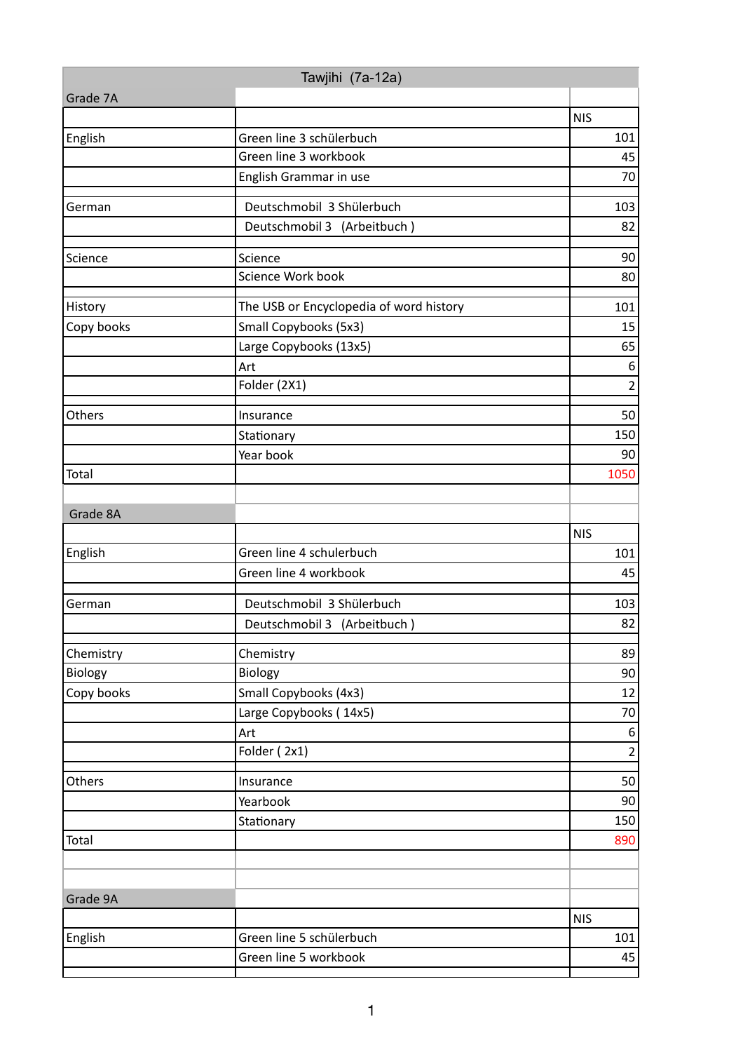| Tawjihi (7a-12a) | | |
|---|---|---|
| **Grade 7A** | | |
| | | NIS |
| English | Green line 3 schülerbuch | 101 |
| | Green line 3 workbook | 45 |
| | English Grammar in use | 70 |
| | | |
| German | Deutschmobil 3 Shülerbuch | 103 |
| | Deutschmobil 3 (Arbeitbuch ) | 82 |
| | | |
| Science | Science | 90 |
| | Science Work book | 80 |
| | | |
| History | The USB or Encyclopedia of word history | 101 |
| Copy books | Small Copybooks (5x3) | 15 |
| | Large Copybooks (13x5) | 65 |
| | Art | 6 |
| | Folder (2X1) | 2 |
| | | |
| Others | Insurance | 50 |
| | Stationary | 150 |
| | Year book | 90 |
| Total | | 1050 |
| | | |
| **Grade 8A** | | |
| | | NIS |
| English | Green line 4 schulerbuch | 101 |
| | Green line 4 workbook | 45 |
| | | |
| German | Deutschmobil 3 Shülerbuch | 103 |
| | Deutschmobil 3 (Arbeitbuch ) | 82 |
| | | |
| Chemistry | Chemistry | 89 |
| Biology | Biology | 90 |
| Copy books | Small Copybooks (4x3) | 12 |
| | Large Copybooks ( 14x5) | 70 |
| | Art | 6 |
| | Folder ( 2x1) | 2 |
| | | |
| Others | Insurance | 50 |
| | Yearbook | 90 |
| | Stationary | 150 |
| Total | | 890 |
| | | |
| | | |
| **Grade 9A** | | |
| | | NIS |
| English | Green line 5 schülerbuch | 101 |
| | Green line 5 workbook | 45 |
| | | |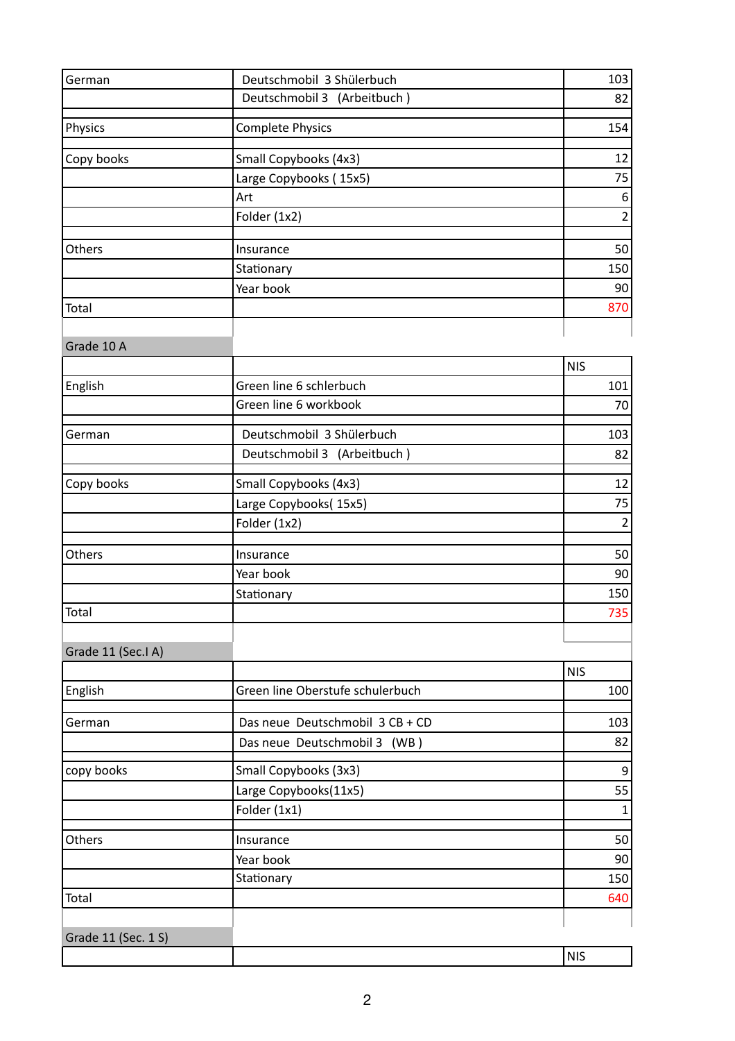| German | Deutschmobil 3 Shülerbuch | 103 |
|---|---|---|
| | Deutschmobil 3 (Arbeitbuch ) | 82 |
| | | |
| Physics | Complete Physics | 154 |
| | | |
| Copy books | Small Copybooks (4x3) | 12 |
| | Large Copybooks ( 15x5) | 75 |
| | Art | 6 |
| | Folder (1x2) | 2 |
| | | |
| Others | Insurance | 50 |
| | Stationary | 150 |
| | Year book | 90 |
| Total | | 870 |

## Grade 10 A

| | | NIS |
|---|---|---|
| English | Green line 6 schlerbuch | 101 |
| | Green line 6 workbook | 70 |
| | | |
| German | Deutschmobil 3 Shülerbuch | 103 |
| | Deutschmobil 3 (Arbeitbuch ) | 82 |
| | | |
| Copy books | Small Copybooks (4x3) | 12 |
| | Large Copybooks( 15x5) | 75 |
| | Folder (1x2) | 2 |
| | | |
| Others | Insurance | 50 |
| | Year book | 90 |
| | Stationary | 150 |
| Total | | 735 |

## Grade 11 (Sec.I A)

| | | NIS |
|---|---|---|
| English | Green line Oberstufe schulerbuch | 100 |
| | | |
| German | Das neue Deutschmobil 3 CB + CD | 103 |
| | Das neue Deutschmobil 3 (WB ) | 82 |
| | | |
| copy books | Small Copybooks (3x3) | 9 |
| | Large Copybooks(11x5) | 55 |
| | Folder (1x1) | 1 |
| | | |
| Others | Insurance | 50 |
| | Year book | 90 |
| | Stationary | 150 |
| Total | | 640 |

## Grade 11 (Sec. 1 S)

| | | NIS |
|---|---|---|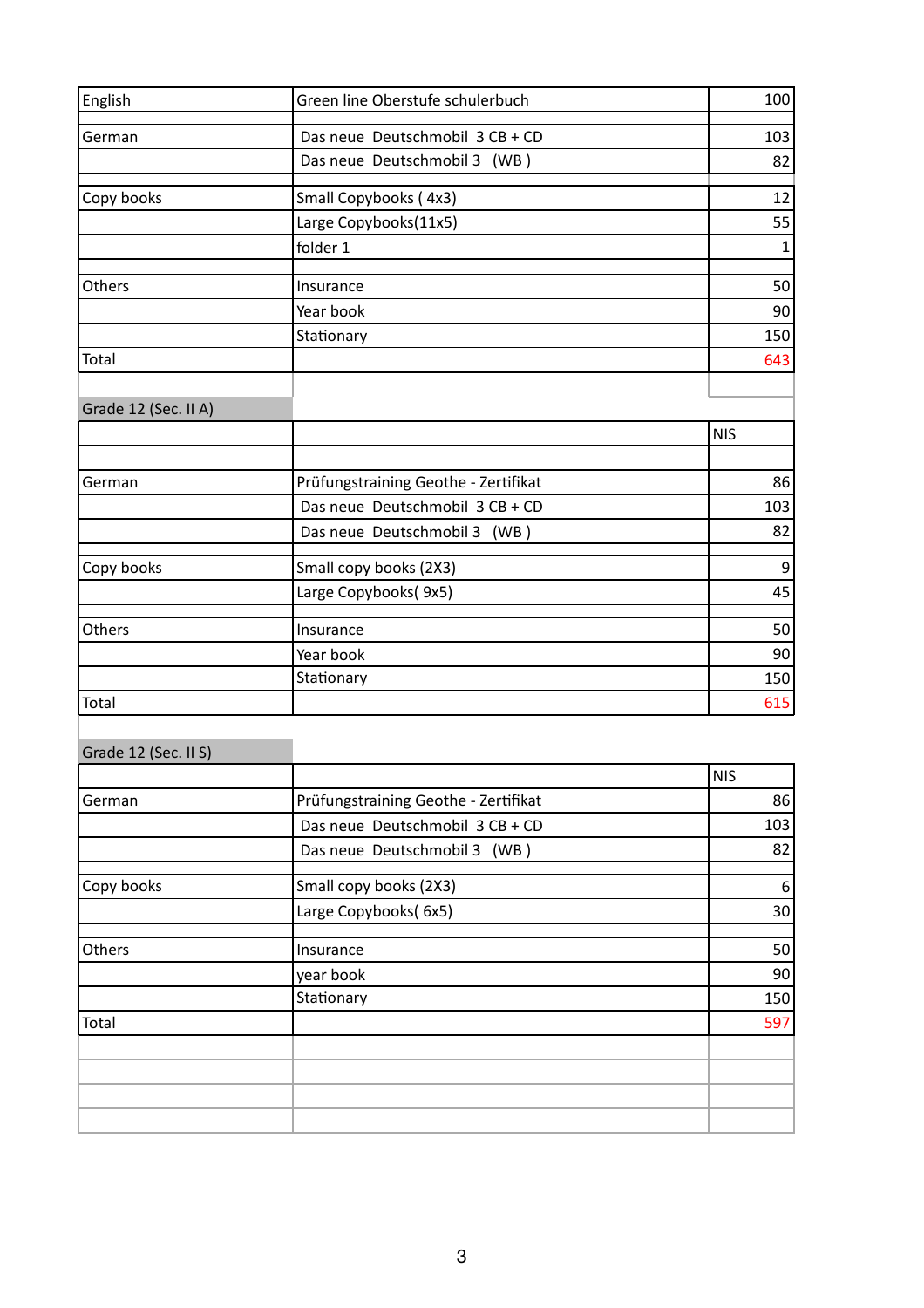| | | |
|---|---|---|
| English | Green line Oberstufe schulerbuch | 100 |
| | | |
| German | Das neue Deutschmobil 3 CB + CD | 103 |
| | Das neue Deutschmobil 3 (WB) | 82 |
| | | |
| Copy books | Small Copybooks ( 4x3) | 12 |
| | Large Copybooks(11x5) | 55 |
| | folder 1 | 1 |
| | | |
| Others | Insurance | 50 |
| | Year book | 90 |
| | Stationary | 150 |
| Total | | 643 |

## Grade 12 (Sec. II A)

| | | NIS |
|---|---|---|
| | | |
| German | Prüfungstraining Geothe - Zertifikat | 86 |
| | Das neue Deutschmobil 3 CB + CD | 103 |
| | Das neue Deutschmobil 3 (WB) | 82 |
| | | |
| Copy books | Small copy books (2X3) | 9 |
| | Large Copybooks( 9x5) | 45 |
| | | |
| Others | Insurance | 50 |
| | Year book | 90 |
| | Stationary | 150 |
| Total | | 615 |

## Grade 12 (Sec. II S)

| | | NIS |
|---|---|---|
| German | Prüfungstraining Geothe - Zertifikat | 86 |
| | Das neue Deutschmobil 3 CB + CD | 103 |
| | Das neue Deutschmobil 3 (WB) | 82 |
| | | |
| Copy books | Small copy books (2X3) | 6 |
| | Large Copybooks( 6x5) | 30 |
| | | |
| Others | Insurance | 50 |
| | year book | 90 |
| | Stationary | 150 |
| Total | | 597 |